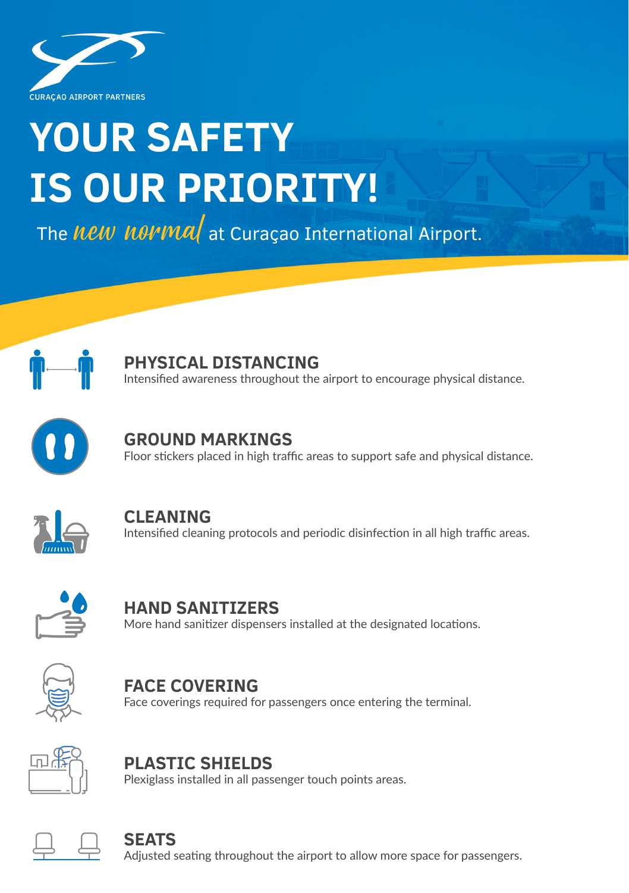CURAÇAO AIRPORT PARTNERS

# YOUR SAFETY IS OUR PRIORITY!

The *new normal* at Curaçao International Airport.

## PHYSICAL DISTANCING
Intensified awareness throughout the airport to encourage physical distance.

## GROUND MARKINGS
Floor stickers placed in high traffic areas to support safe and physical distance.

## CLEANING
Intensified cleaning protocols and periodic disinfection in all high traffic areas.

## HAND SANITIZERS
More hand sanitizer dispensers installed at the designated locations.

## FACE COVERING
Face coverings required for passengers once entering the terminal.

## PLASTIC SHIELDS
Plexiglass installed in all passenger touch points areas.

## SEATS
Adjusted seating throughout the airport to allow more space for passengers.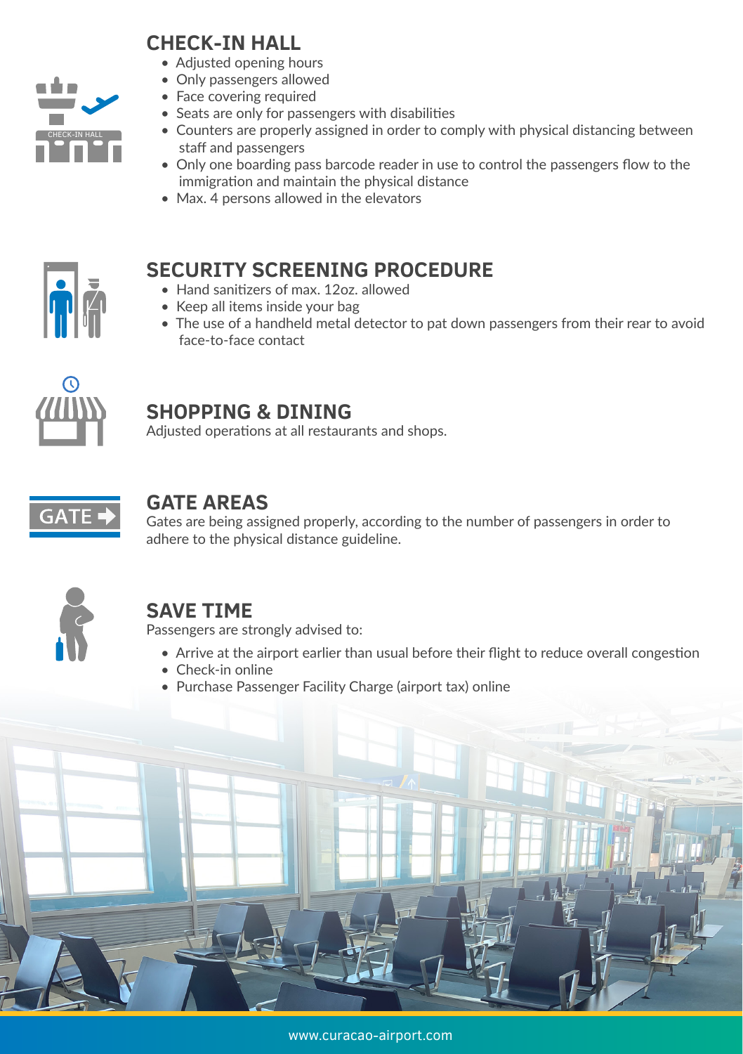## CHECK-IN HALL

- Adjusted opening hours
- Only passengers allowed
- Face covering required
- Seats are only for passengers with disabilities
- Counters are properly assigned in order to comply with physical distancing between staff and passengers
- Only one boarding pass barcode reader in use to control the passengers flow to the immigration and maintain the physical distance
- Max. 4 persons allowed in the elevators

## SECURITY SCREENING PROCEDURE

- Hand sanitizers of max. 12oz. allowed
- Keep all items inside your bag
- The use of a handheld metal detector to pat down passengers from their rear to avoid face-to-face contact

## SHOPPING & DINING

Adjusted operations at all restaurants and shops.

## GATE AREAS

Gates are being assigned properly, according to the number of passengers in order to adhere to the physical distance guideline.

## SAVE TIME

Passengers are strongly advised to:

- Arrive at the airport earlier than usual before their flight to reduce overall congestion
- Check-in online
- Purchase Passenger Facility Charge (airport tax) online

www.curacao-airport.com